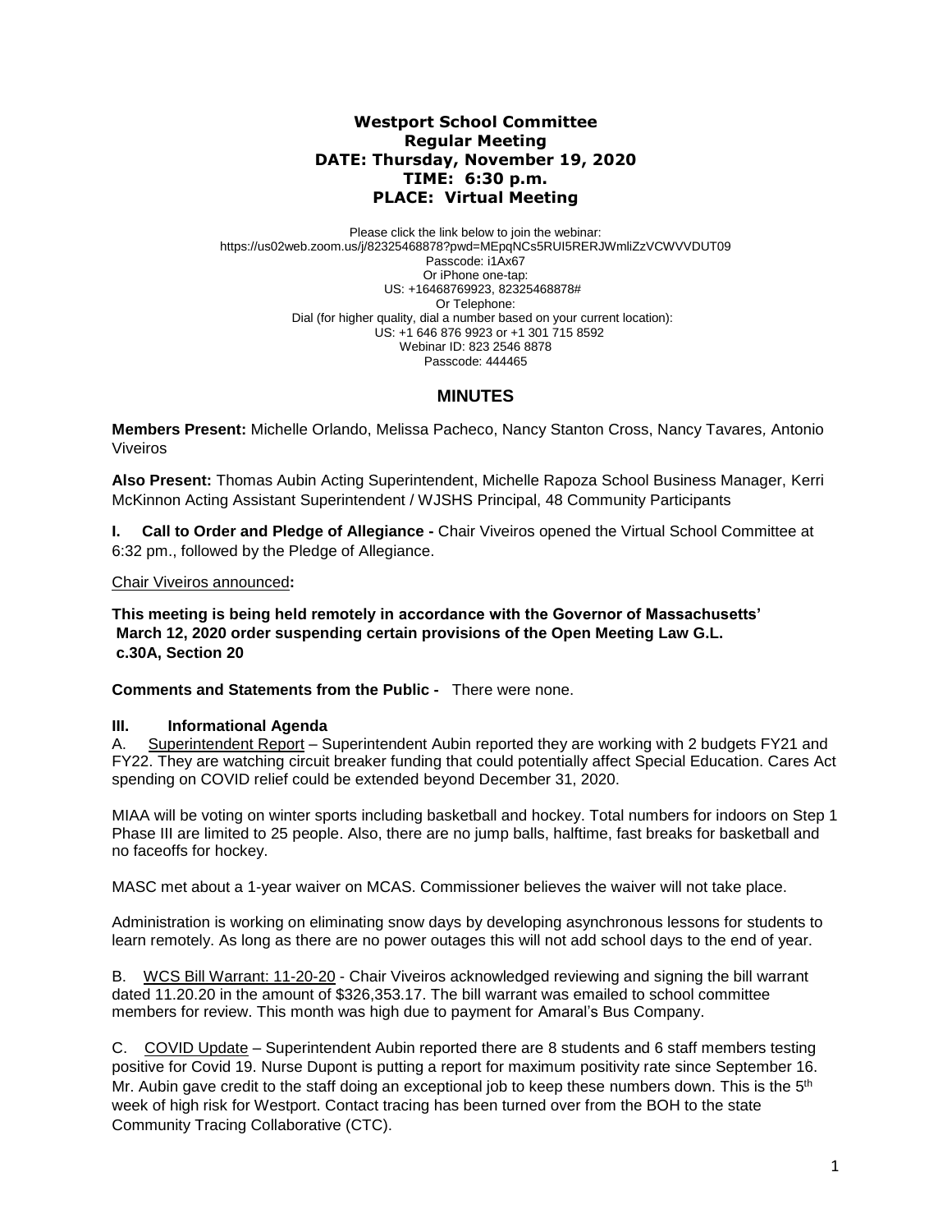# Westport School Committee
## Regular Meeting
### DATE: Thursday, November 19, 2020
### TIME: 6:30 p.m.
### PLACE: Virtual Meeting

Please click the link below to join the webinar:
https://us02web.zoom.us/j/82325468878?pwd=MEpqNCs5RUI5RERJWmliZzVCWVVDUT09
Passcode: i1Ax67
Or iPhone one-tap:
US: +16468769923, 82325468878#
Or Telephone:
Dial (for higher quality, dial a number based on your current location):
US: +1 646 876 9923 or +1 301 715 8592
Webinar ID: 823 2546 8878
Passcode: 444465

## MINUTES

**Members Present:** Michelle Orlando, Melissa Pacheco, Nancy Stanton Cross, Nancy Tavares, Antonio Viveiros

**Also Present:** Thomas Aubin Acting Superintendent, Michelle Rapoza School Business Manager, Kerri McKinnon Acting Assistant Superintendent / WJSHS Principal, 48 Community Participants

**I. Call to Order and Pledge of Allegiance -** Chair Viveiros opened the Virtual School Committee at 6:32 pm., followed by the Pledge of Allegiance.

Chair Viveiros announced**:**

**This meeting is being held remotely in accordance with the Governor of Massachusetts' March 12, 2020 order suspending certain provisions of the Open Meeting Law G.L. c.30A, Section 20**

**Comments and Statements from the Public -** There were none.

**III. Informational Agenda**

A. Superintendent Report – Superintendent Aubin reported they are working with 2 budgets FY21 and FY22. They are watching circuit breaker funding that could potentially affect Special Education. Cares Act spending on COVID relief could be extended beyond December 31, 2020.

MIAA will be voting on winter sports including basketball and hockey. Total numbers for indoors on Step 1 Phase III are limited to 25 people. Also, there are no jump balls, halftime, fast breaks for basketball and no faceoffs for hockey.

MASC met about a 1-year waiver on MCAS. Commissioner believes the waiver will not take place.

Administration is working on eliminating snow days by developing asynchronous lessons for students to learn remotely. As long as there are no power outages this will not add school days to the end of year.

B. WCS Bill Warrant: 11-20-20 - Chair Viveiros acknowledged reviewing and signing the bill warrant dated 11.20.20 in the amount of $326,353.17. The bill warrant was emailed to school committee members for review. This month was high due to payment for Amaral's Bus Company.

C. COVID Update – Superintendent Aubin reported there are 8 students and 6 staff members testing positive for Covid 19. Nurse Dupont is putting a report for maximum positivity rate since September 16. Mr. Aubin gave credit to the staff doing an exceptional job to keep these numbers down. This is the 5th week of high risk for Westport. Contact tracing has been turned over from the BOH to the state Community Tracing Collaborative (CTC).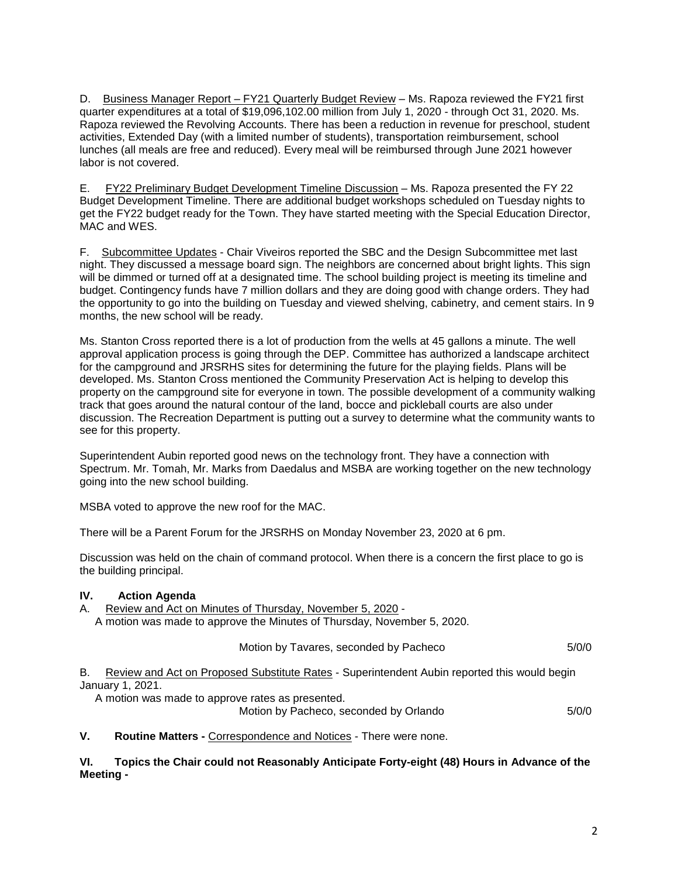D. Business Manager Report – FY21 Quarterly Budget Review – Ms. Rapoza reviewed the FY21 first quarter expenditures at a total of $19,096,102.00 million from July 1, 2020 - through Oct 31, 2020. Ms. Rapoza reviewed the Revolving Accounts. There has been a reduction in revenue for preschool, student activities, Extended Day (with a limited number of students), transportation reimbursement, school lunches (all meals are free and reduced). Every meal will be reimbursed through June 2021 however labor is not covered.

E. FY22 Preliminary Budget Development Timeline Discussion – Ms. Rapoza presented the FY 22 Budget Development Timeline. There are additional budget workshops scheduled on Tuesday nights to get the FY22 budget ready for the Town. They have started meeting with the Special Education Director, MAC and WES.

F. Subcommittee Updates - Chair Viveiros reported the SBC and the Design Subcommittee met last night. They discussed a message board sign. The neighbors are concerned about bright lights. This sign will be dimmed or turned off at a designated time. The school building project is meeting its timeline and budget. Contingency funds have 7 million dollars and they are doing good with change orders. They had the opportunity to go into the building on Tuesday and viewed shelving, cabinetry, and cement stairs. In 9 months, the new school will be ready.

Ms. Stanton Cross reported there is a lot of production from the wells at 45 gallons a minute. The well approval application process is going through the DEP. Committee has authorized a landscape architect for the campground and JRSRHS sites for determining the future for the playing fields. Plans will be developed. Ms. Stanton Cross mentioned the Community Preservation Act is helping to develop this property on the campground site for everyone in town. The possible development of a community walking track that goes around the natural contour of the land, bocce and pickleball courts are also under discussion. The Recreation Department is putting out a survey to determine what the community wants to see for this property.

Superintendent Aubin reported good news on the technology front. They have a connection with Spectrum. Mr. Tomah, Mr. Marks from Daedalus and MSBA are working together on the new technology going into the new school building.

MSBA voted to approve the new roof for the MAC.

There will be a Parent Forum for the JRSRHS on Monday November 23, 2020 at 6 pm.

Discussion was held on the chain of command protocol. When there is a concern the first place to go is the building principal.

## IV. Action Agenda

A. Review and Act on Minutes of Thursday, November 5, 2020 -

A motion was made to approve the Minutes of Thursday, November 5, 2020.

Motion by Tavares, seconded by Pacheco 5/0/0

B. Review and Act on Proposed Substitute Rates - Superintendent Aubin reported this would begin January 1, 2021.

A motion was made to approve rates as presented.

Motion by Pacheco, seconded by Orlando 5/0/0

**V. Routine Matters -** Correspondence and Notices - There were none.

**VI. Topics the Chair could not Reasonably Anticipate Forty-eight (48) Hours in Advance of the Meeting -**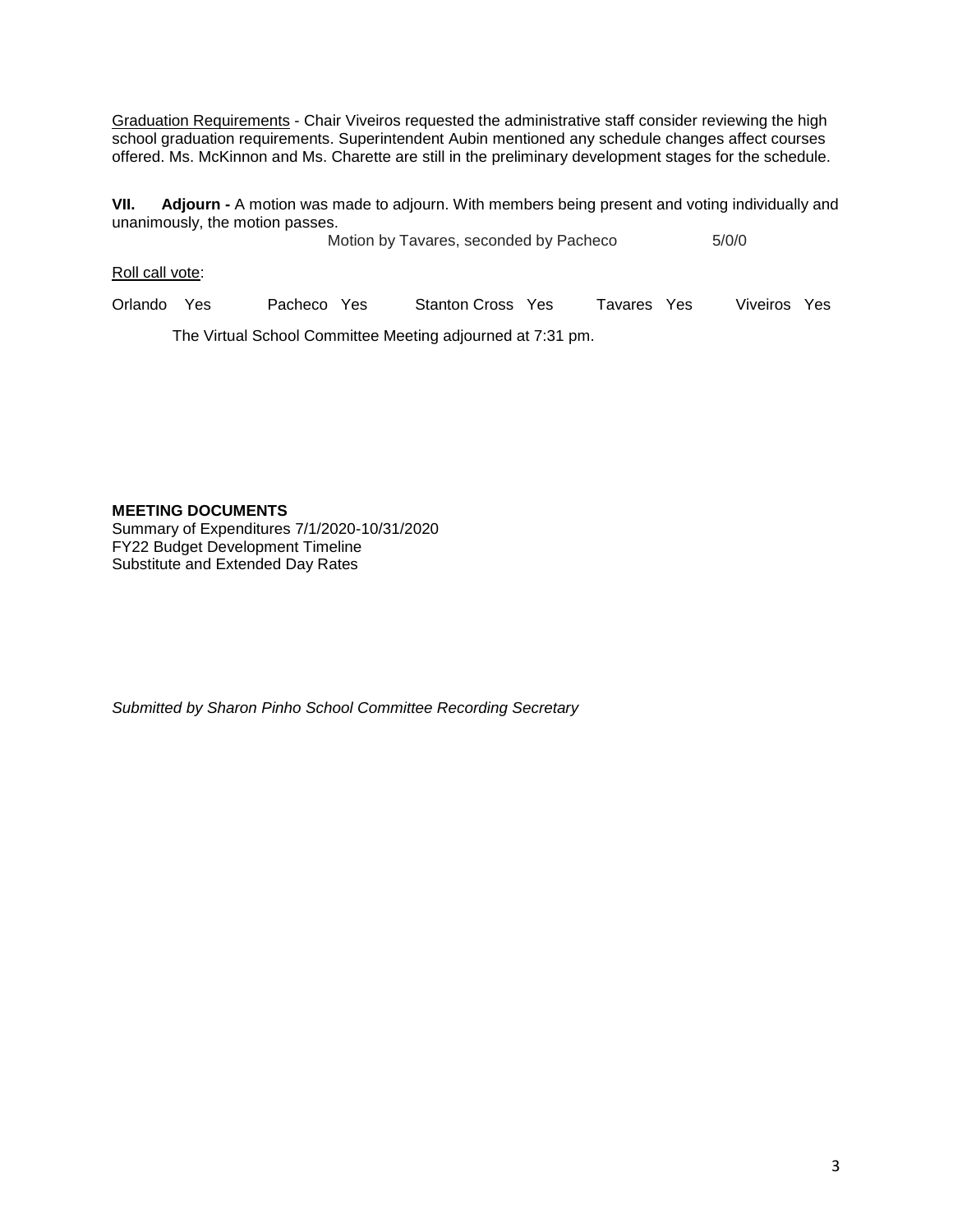Graduation Requirements - Chair Viveiros requested the administrative staff consider reviewing the high school graduation requirements. Superintendent Aubin mentioned any schedule changes affect courses offered. Ms. McKinnon and Ms. Charette are still in the preliminary development stages for the schedule.

**VII. Adjourn -** A motion was made to adjourn. With members being present and voting individually and unanimously, the motion passes.

Motion by Tavares, seconded by Pacheco 5/0/0

Roll call vote:

Orlando Yes Pacheco Yes Stanton Cross Yes Tavares Yes Viveiros Yes

The Virtual School Committee Meeting adjourned at 7:31 pm.

**MEETING DOCUMENTS**
Summary of Expenditures 7/1/2020-10/31/2020
FY22 Budget Development Timeline
Substitute and Extended Day Rates

*Submitted by Sharon Pinho School Committee Recording Secretary*